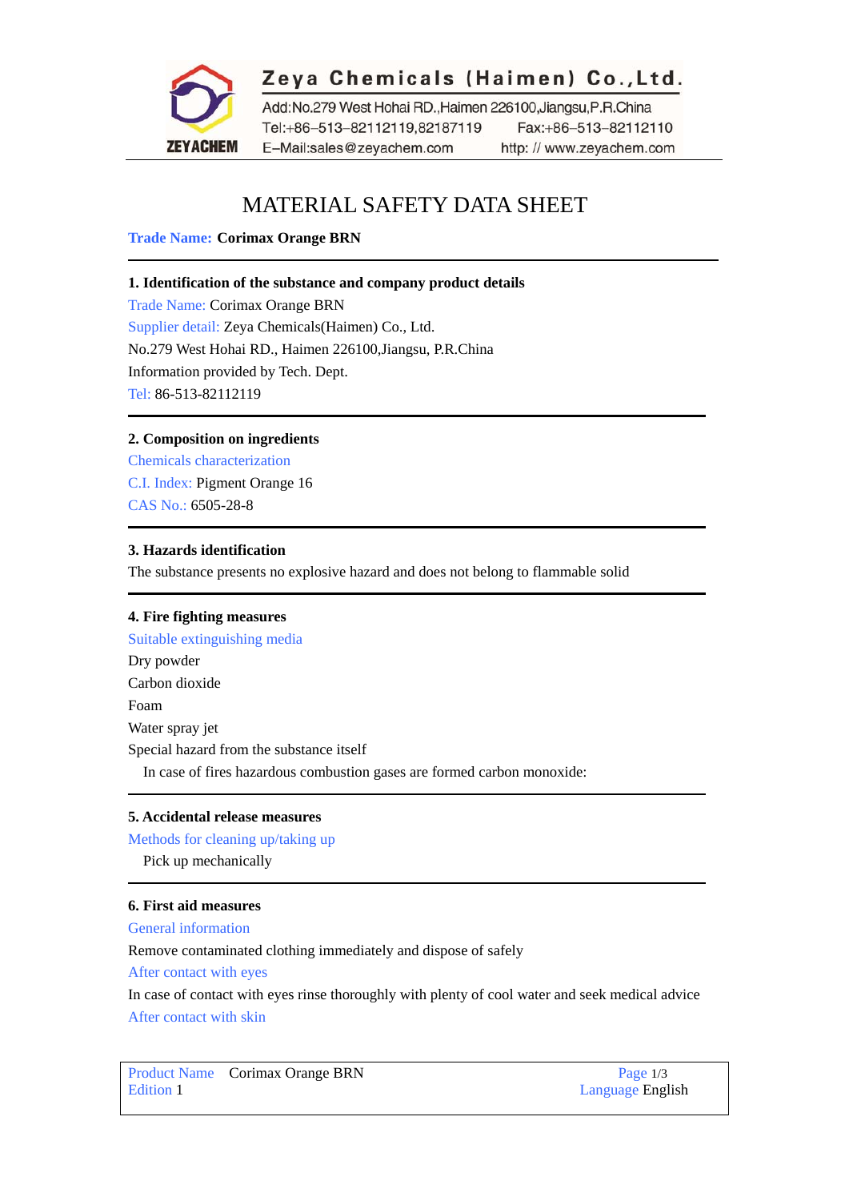**Zeya Chemicals (Haimen) Co.,Ltd.**

Add:No.279 West Hohai RD.,Haimen 226100,Jiangsu,P.R.China
Tel:+86-513-82112119,82187119 Fax:+86-513-82112110
E-Mail:sales@zeyachem.com http: // www.zeyachem.com

# MATERIAL SAFETY DATA SHEET

**Trade Name: Corimax Orange BRN**

## 1. Identification of the substance and company product details

Trade Name: Corimax Orange BRN
Supplier detail: Zeya Chemicals(Haimen) Co., Ltd.
No.279 West Hohai RD., Haimen 226100,Jiangsu, P.R.China
Information provided by Tech. Dept.
Tel: 86-513-82112119

## 2. Composition on ingredients

Chemicals characterization
C.I. Index: Pigment Orange 16
CAS No.: 6505-28-8

## 3. Hazards identification

The substance presents no explosive hazard and does not belong to flammable solid

## 4. Fire fighting measures

Suitable extinguishing media
Dry powder
Carbon dioxide
Foam
Water spray jet
Special hazard from the substance itself
In case of fires hazardous combustion gases are formed carbon monoxide:

## 5. Accidental release measures

Methods for cleaning up/taking up
Pick up mechanically

## 6. First aid measures

General information
Remove contaminated clothing immediately and dispose of safely
After contact with eyes
In case of contact with eyes rinse thoroughly with plenty of cool water and seek medical advice
After contact with skin

| Product Name Corimax Orange BRN | Page 1/3 |
|---|---|
| Edition 1 | Language English |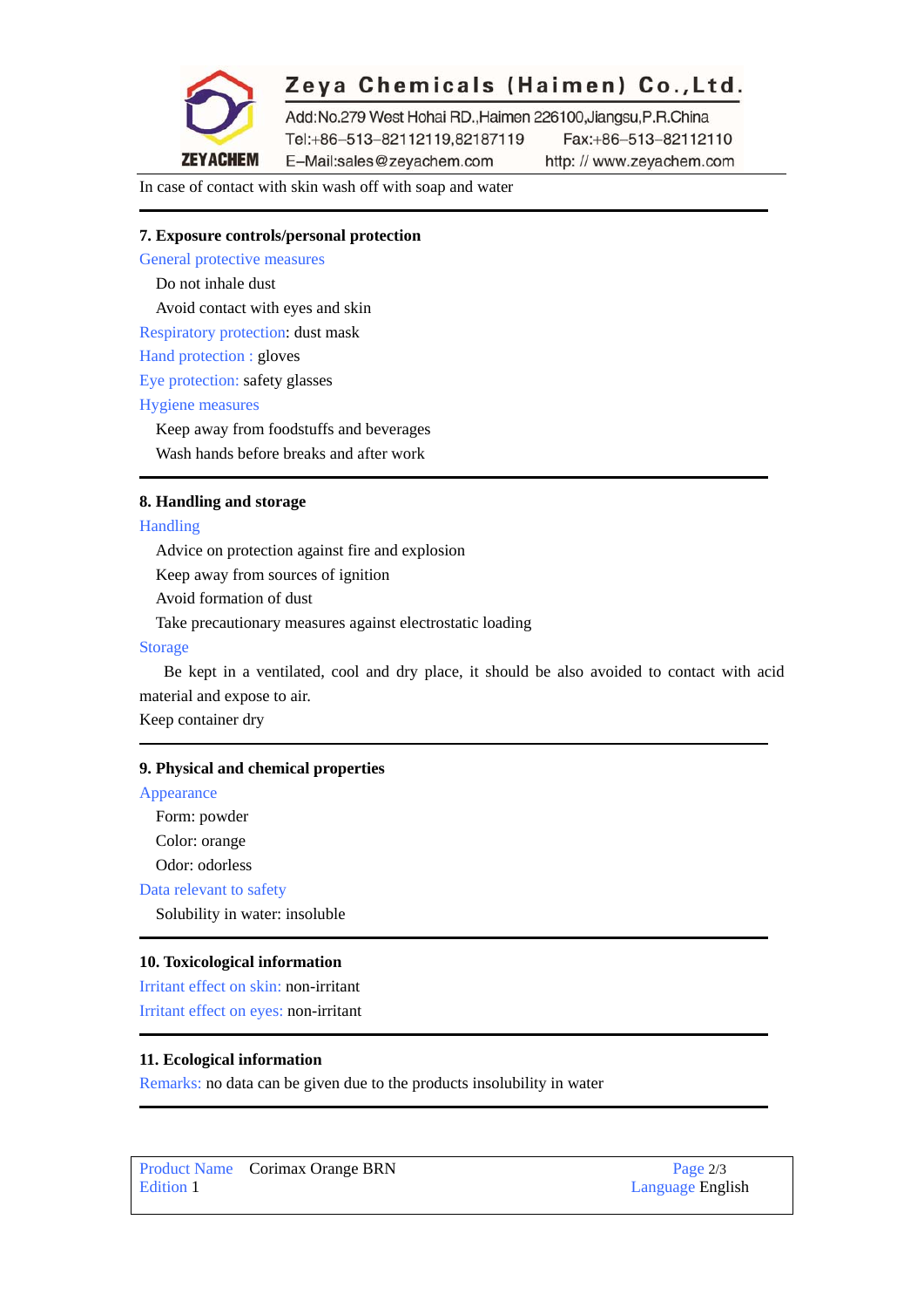In case of contact with skin wash off with soap and water

## 7. Exposure controls/personal protection

General protective measures

Do not inhale dust

Avoid contact with eyes and skin

Respiratory protection: dust mask

Hand protection : gloves

Eye protection: safety glasses

Hygiene measures

Keep away from foodstuffs and beverages

Wash hands before breaks and after work

## 8. Handling and storage

Handling

Advice on protection against fire and explosion

Keep away from sources of ignition

Avoid formation of dust

Take precautionary measures against electrostatic loading

Storage

Be kept in a ventilated, cool and dry place, it should be also avoided to contact with acid material and expose to air.

Keep container dry

## 9. Physical and chemical properties

Appearance

Form: powder

Color: orange

Odor: odorless

Data relevant to safety

Solubility in water: insoluble

## 10. Toxicological information

Irritant effect on skin: non-irritant

Irritant effect on eyes: non-irritant

## 11. Ecological information

Remarks: no data can be given due to the products insolubility in water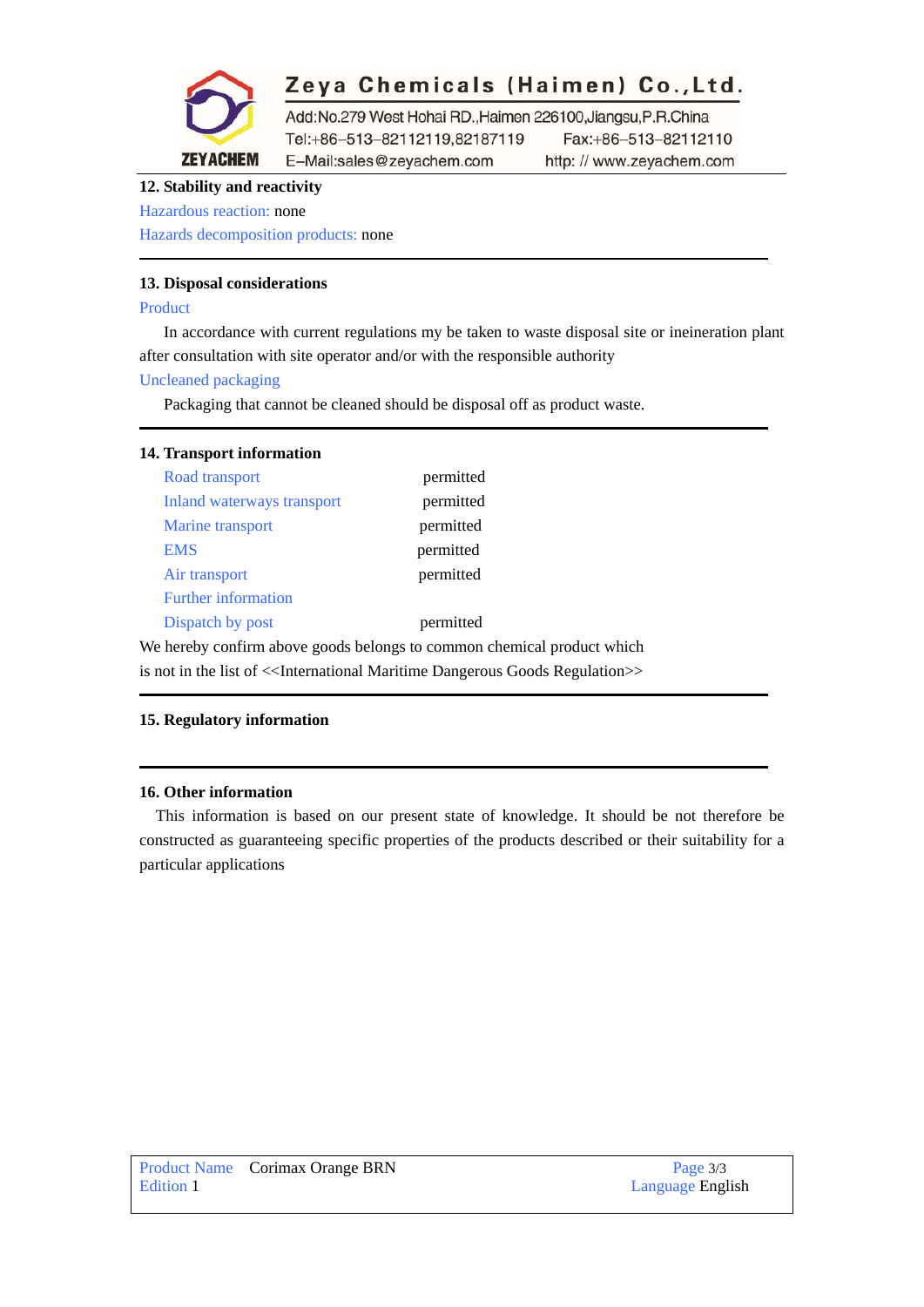## 12. Stability and reactivity

Hazardous reaction: none

Hazards decomposition products: none

## 13. Disposal considerations

Product

In accordance with current regulations my be taken to waste disposal site or ineineration plant after consultation with site operator and/or with the responsible authority

Uncleaned packaging

Packaging that cannot be cleaned should be disposal off as product waste.

## 14. Transport information

| | |
|---|---|
| Road transport | permitted |
| Inland waterways transport | permitted |
| Marine transport | permitted |
| EMS | permitted |
| Air transport | permitted |
| Further information | |
| Dispatch by post | permitted |

We hereby confirm above goods belongs to common chemical product which is not in the list of <<International Maritime Dangerous Goods Regulation>>

## 15. Regulatory information

## 16. Other information

This information is based on our present state of knowledge. It should be not therefore be constructed as guaranteeing specific properties of the products described or their suitability for a particular applications